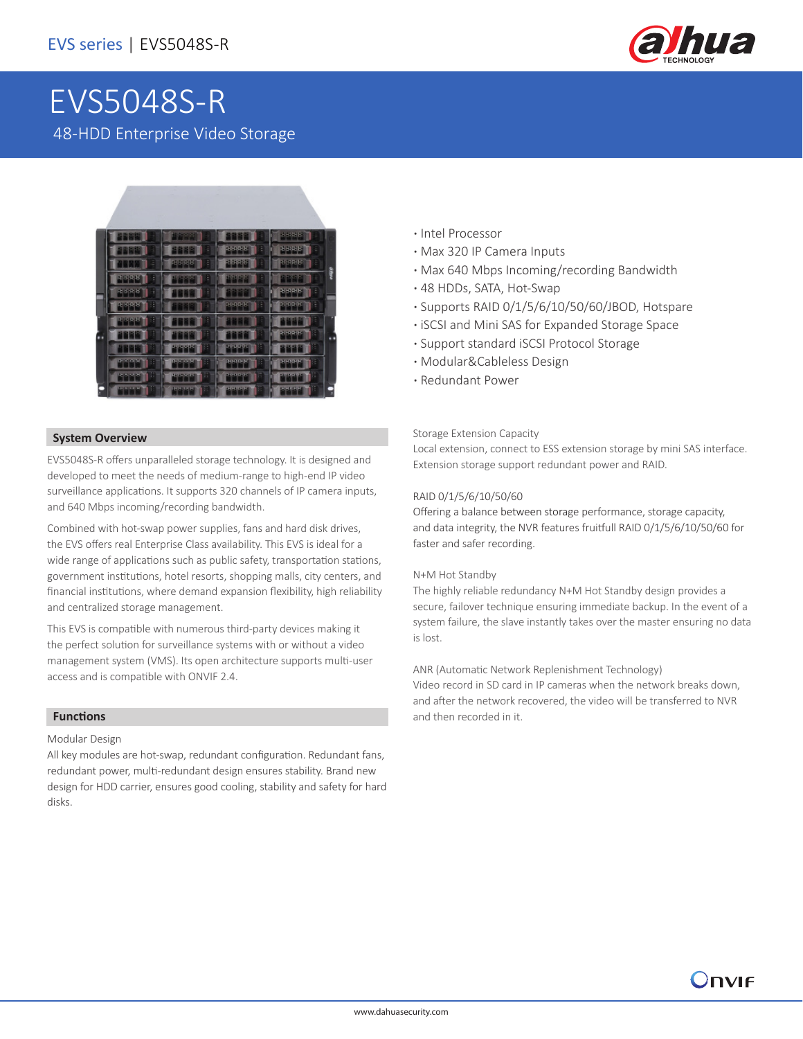# EVS5048S-R

## 48-HDD Enterprise Video Storage

- Intel Processor
- Max 320 IP Camera Inputs
- Max 640 Mbps Incoming/recording Bandwidth
- 48 HDDs, SATA, Hot-Swap
- Supports RAID 0/1/5/6/10/50/60/JBOD, Hotspare
- iSCSI and Mini SAS for Expanded Storage Space
- Support standard iSCSI Protocol Storage
- Modular&Cableless Design
- Redundant Power

### System Overview

EVS5048S-R offers unparalleled storage technology. It is designed and developed to meet the needs of medium-range to high-end IP video surveillance applications. It supports 320 channels of IP camera inputs, and 640 Mbps incoming/recording bandwidth.

Combined with hot-swap power supplies, fans and hard disk drives, the EVS offers real Enterprise Class availability. This EVS is ideal for a wide range of applications such as public safety, transportation stations, government institutions, hotel resorts, shopping malls, city centers, and financial institutions, where demand expansion flexibility, high reliability and centralized storage management.

This EVS is compatible with numerous third-party devices making it the perfect solution for surveillance systems with or without a video management system (VMS). Its open architecture supports multi-user access and is compatible with ONVIF 2.4.

### Functions

Modular Design

All key modules are hot-swap, redundant configuration. Redundant fans, redundant power, multi-redundant design ensures stability. Brand new design for HDD carrier, ensures good cooling, stability and safety for hard disks.

Storage Extension Capacity

Local extension, connect to ESS extension storage by mini SAS interface. Extension storage support redundant power and RAID.

RAID 0/1/5/6/10/50/60

Offering a balance between storage performance, storage capacity, and data integrity, the NVR features fruitfull RAID 0/1/5/6/10/50/60 for faster and safer recording.

N+M Hot Standby

The highly reliable redundancy N+M Hot Standby design provides a secure, failover technique ensuring immediate backup. In the event of a system failure, the slave instantly takes over the master ensuring no data is lost.

ANR (Automatic Network Replenishment Technology)

Video record in SD card in IP cameras when the network breaks down, and after the network recovered, the video will be transferred to NVR and then recorded in it.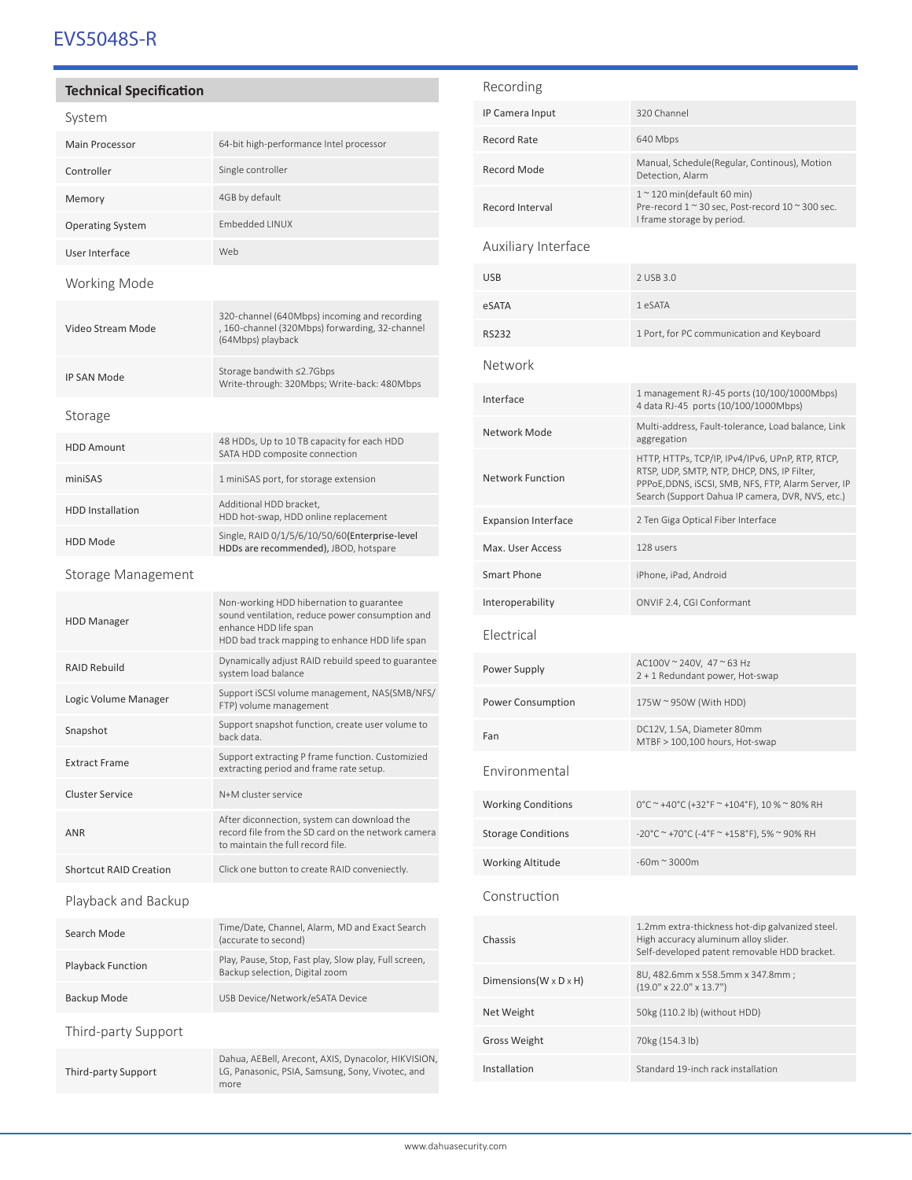# EVS5048S-R

## Technical Specification

### System

| | |
|---|---|
| Main Processor | 64-bit high-performance Intel processor |
| Controller | Single controller |
| Memory | 4GB by default |
| Operating System | Embedded LINUX |
| User Interface | Web |

### Working Mode

| | |
|---|---|
| Video Stream Mode | 320-channel (640Mbps) incoming and recording , 160-channel (320Mbps) forwarding, 32-channel (64Mbps) playback |
| IP SAN Mode | Storage bandwith ≤2.7Gbps<br>Write-through: 320Mbps; Write-back: 480Mbps |

### Storage

| | |
|---|---|
| HDD Amount | 48 HDDs, Up to 10 TB capacity for each HDD<br>SATA HDD composite connection |
| miniSAS | 1 miniSAS port, for storage extension |
| HDD Installation | Additional HDD bracket,<br>HDD hot-swap, HDD online replacement |
| HDD Mode | Single, RAID 0/1/5/6/10/50/60(**Enterprise-level HDDs are recommended)**, JBOD, hotspare |

### Storage Management

| | |
|---|---|
| HDD Manager | Non-working HDD hibernation to guarantee sound ventilation, reduce power consumption and enhance HDD life span<br>HDD bad track mapping to enhance HDD life span |
| RAID Rebuild | Dynamically adjust RAID rebuild speed to guarantee system load balance |
| Logic Volume Manager | Support iSCSI volume management, NAS(SMB/NFS/FTP) volume management |
| Snapshot | Support snapshot function, create user volume to back data. |
| Extract Frame | Support extracting P frame function. Customizied extracting period and frame rate setup. |
| Cluster Service | N+M cluster service |
| ANR | After diconnection, system can download the record file from the SD card on the network camera to maintain the full record file. |
| Shortcut RAID Creation | Click one button to create RAID conveniectly. |

### Playback and Backup

| | |
|---|---|
| Search Mode | Time/Date, Channel, Alarm, MD and Exact Search (accurate to second) |
| Playback Function | Play, Pause, Stop, Fast play, Slow play, Full screen, Backup selection, Digital zoom |
| Backup Mode | USB Device/Network/eSATA Device |

### Third-party Support

| | |
|---|---|
| Third-party Support | Dahua, AEBell, Arecont, AXIS, Dynacolor, HIKVISION, LG, Panasonic, PSIA, Samsung, Sony, Vivotec, and more |

### Recording

| | |
|---|---|
| IP Camera Input | 320 Channel |
| Record Rate | 640 Mbps |
| Record Mode | Manual, Schedule(Regular, Continous), Motion Detection, Alarm |
| Record Interval | 1 ~ 120 min(default 60 min)<br>Pre-record 1 ~ 30 sec, Post-record 10 ~ 300 sec.<br>I frame storage by period. |

### Auxiliary Interface

| | |
|---|---|
| USB | 2 USB 3.0 |
| eSATA | 1 eSATA |
| RS232 | 1 Port, for PC communication and Keyboard |

### Network

| | |
|---|---|
| Interface | 1 management RJ-45 ports (10/100/1000Mbps)<br>4 data RJ-45 ports (10/100/1000Mbps) |
| Network Mode | Multi-address, Fault-tolerance, Load balance, Link aggregation |
| Network Function | HTTP, HTTPs, TCP/IP, IPv4/IPv6, UPnP, RTP, RTCP, RTSP, UDP, SMTP, NTP, DHCP, DNS, IP Filter, PPPoE,DDNS, iSCSI, SMB, NFS, FTP, Alarm Server, IP Search (Support Dahua IP camera, DVR, NVS, etc.) |
| Expansion Interface | 2 Ten Giga Optical Fiber Interface |
| Max. User Access | 128 users |
| Smart Phone | iPhone, iPad, Android |
| Interoperability | ONVIF 2.4, CGI Conformant |

### Electrical

| | |
|---|---|
| Power Supply | AC100V ~ 240V, 47 ~ 63 Hz<br>2 + 1 Redundant power, Hot-swap |
| Power Consumption | 175W ~ 950W (With HDD) |
| Fan | DC12V, 1.5A, Diameter 80mm<br>MTBF > 100,100 hours, Hot-swap |

### Environmental

| | |
|---|---|
| Working Conditions | 0°C ~ +40°C (+32°F ~ +104°F), 10 % ~ 80% RH |
| Storage Conditions | -20°C ~ +70°C (-4°F ~ +158°F), 5% ~ 90% RH |
| Working Altitude | -60m ~ 3000m |

### Construction

| | |
|---|---|
| Chassis | 1.2mm extra-thickness hot-dip galvanized steel.<br>High accuracy aluminum alloy slider.<br>Self-developed patent removable HDD bracket. |
| Dimensions(W x D x H) | 8U, 482.6mm x 558.5mm x 347.8mm ;<br>(19.0" x 22.0" x 13.7") |
| Net Weight | 50kg (110.2 lb) (without HDD) |
| Gross Weight | 70kg (154.3 lb) |
| Installation | Standard 19-inch rack installation |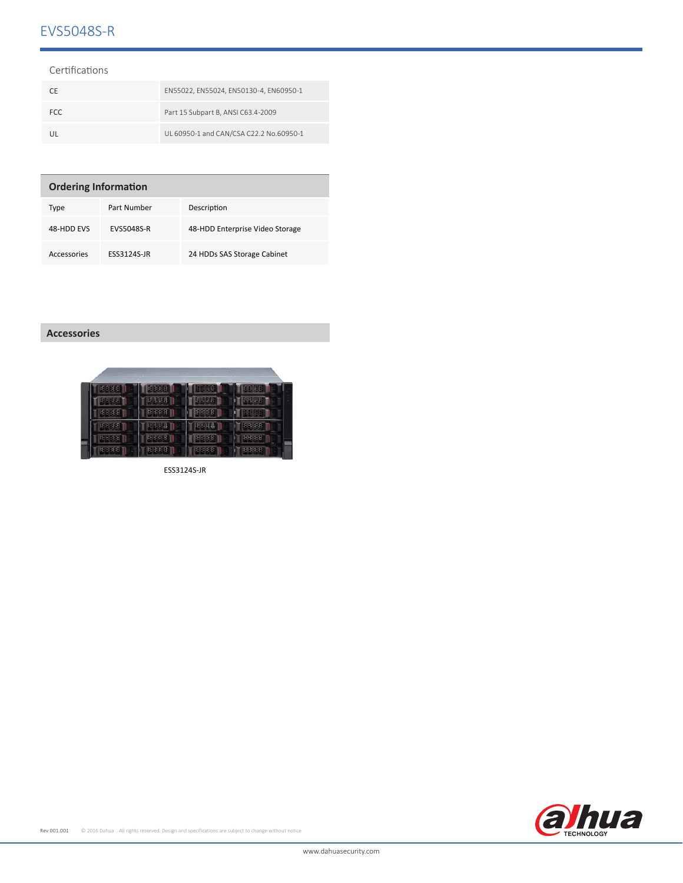### Certifications

| | |
|---|---|
| CE | EN55022, EN55024, EN50130-4, EN60950-1 |
| FCC | Part 15 Subpart B, ANSI C63.4-2009 |
| UL | UL 60950-1 and CAN/CSA C22.2 No.60950-1 |

## Ordering Information

| Type | Part Number | Description |
|---|---|---|
| 48-HDD EVS | EVS5048S-R | 48-HDD Enterprise Video Storage |
| Accessories | ESS3124S-JR | 24 HDDs SAS Storage Cabinet |

## Accessories

ESS3124S-JR

Rev 001.001 © 2016 Dahua . All rights reserved. Design and specifications are subject to change without notice

www.dahuasecurity.com